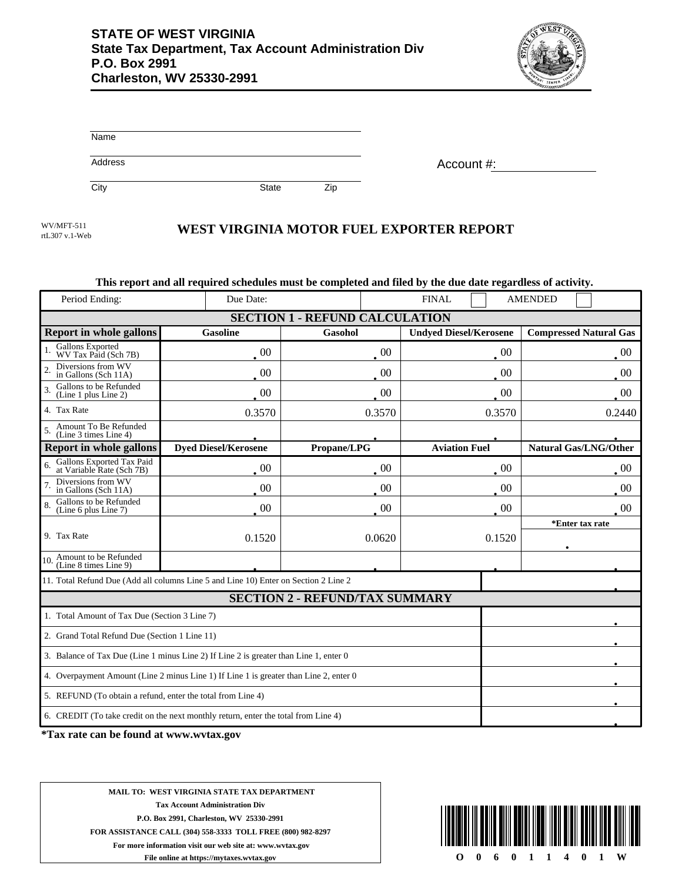**STATE OF WEST VIRGINIA**
**State Tax Department, Tax Account Administration Div**
**P.O. Box 2991**
**Charleston, WV 25330-2991**

Name

Address

City State Zip

Account #:

WV/MFT-511
rtL307 v.1-Web

# WEST VIRGINIA MOTOR FUEL EXPORTER REPORT

**This report and all required schedules must be completed and filed by the due date regardless of activity.**

| Period Ending: | Due Date: | FINAL ☐ | AMENDED ☐ |
|---|---|---|---|

## SECTION 1 - REFUND CALCULATION

| Report in whole gallons | Gasoline | Gasohol | Undyed Diesel/Kerosene | Compressed Natural Gas |
|---|---|---|---|---|
| 1. Gallons Exported WV Tax Paid (Sch 7B) | .00 | .00 | .00 | .00 |
| 2. Diversions from WV in Gallons (Sch 11A) | .00 | .00 | .00 | .00 |
| 3. Gallons to be Refunded (Line 1 plus Line 2) | .00 | .00 | .00 | .00 |
| 4. Tax Rate | 0.3570 | 0.3570 | 0.3570 | 0.2440 |
| 5. Amount To Be Refunded (Line 3 times Line 4) | . | . | . | . |
| **Report in whole gallons** | **Dyed Diesel/Kerosene** | **Propane/LPG** | **Aviation Fuel** | **Natural Gas/LNG/Other** |
| 6. Gallons Exported Tax Paid at Variable Rate (Sch 7B) | .00 | .00 | .00 | .00 |
| 7. Diversions from WV in Gallons (Sch 11A) | .00 | .00 | .00 | .00 |
| 8. Gallons to be Refunded (Line 6 plus Line 7) | .00 | .00 | .00 | .00 |
| 9. Tax Rate | 0.1520 | 0.0620 | 0.1520 | *Enter tax rate . |
| 10. Amount to be Refunded (Line 8 times Line 9) | . | . | . | . |

| | |
|---|---|
| 11. Total Refund Due (Add all columns Line 5 and Line 10) Enter on Section 2 Line 2 | . |

## SECTION 2 - REFUND/TAX SUMMARY

| | |
|---|---|
| 1. Total Amount of Tax Due (Section 3 Line 7) | . |
| 2. Grand Total Refund Due (Section 1 Line 11) | . |
| 3. Balance of Tax Due (Line 1 minus Line 2) If Line 2 is greater than Line 1, enter 0 | . |
| 4. Overpayment Amount (Line 2 minus Line 1) If Line 1 is greater than Line 2, enter 0 | . |
| 5. REFUND (To obtain a refund, enter the total from Line 4) | . |
| 6. CREDIT (To take credit on the next monthly return, enter the total from Line 4) | . |

***Tax rate can be found at www.wvtax.gov**

**MAIL TO: WEST VIRGINIA STATE TAX DEPARTMENT**
**Tax Account Administration Div**
**P.O. Box 2991, Charleston, WV 25330-2991**
**FOR ASSISTANCE CALL (304) 558-3333 TOLL FREE (800) 982-8297**
**For more information visit our web site at: www.wvtax.gov**
**File online at https://mytaxes.wvtax.gov**

O 0 6 0 1 1 4 0 1 W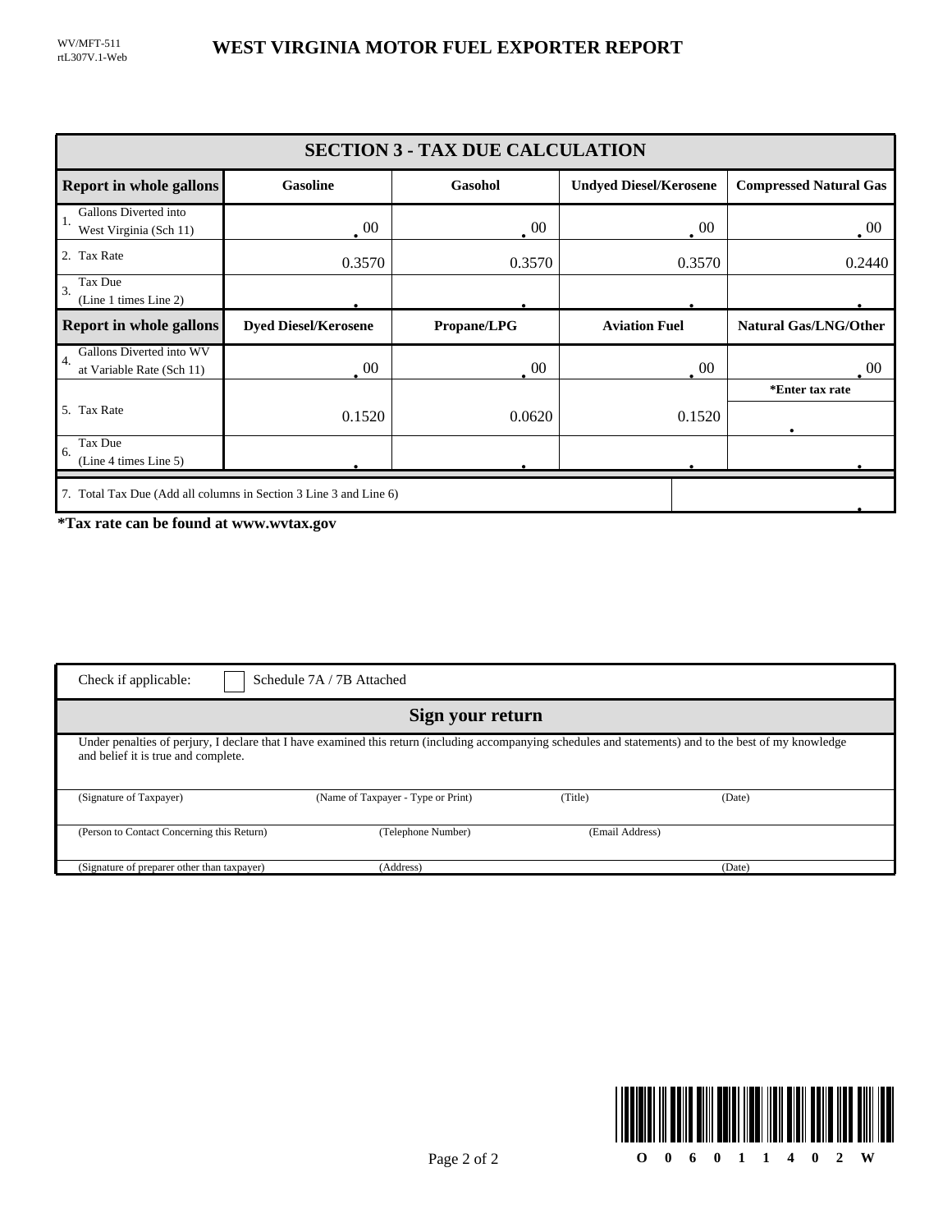WV/MFT-511
rtL307V.1-Web

# WEST VIRGINIA MOTOR FUEL EXPORTER REPORT

## SECTION 3 - TAX DUE CALCULATION

| Report in whole gallons | Gasoline | Gasohol | Undyed Diesel/Kerosene | Compressed Natural Gas |
|---|---|---|---|---|
| 1. Gallons Diverted into West Virginia (Sch 11) | .00 | .00 | .00 | .00 |
| 2. Tax Rate | 0.3570 | 0.3570 | 0.3570 | 0.2440 |
| 3. Tax Due (Line 1 times Line 2) | . | . | . | . |
| **Report in whole gallons** | **Dyed Diesel/Kerosene** | **Propane/LPG** | **Aviation Fuel** | **Natural Gas/LNG/Other** |
| 4. Gallons Diverted into WV at Variable Rate (Sch 11) | .00 | .00 | .00 | .00 |
| 5. Tax Rate | 0.1520 | 0.0620 | 0.1520 | *Enter tax rate . |
| 6. Tax Due (Line 4 times Line 5) | . | . | . | . |
| 7. Total Tax Due (Add all columns in Section 3 Line 3 and Line 6) | | | | . |

***Tax rate can be found at www.wvtax.gov**

Check if applicable: ☐ Schedule 7A / 7B Attached

## Sign your return

Under penalties of perjury, I declare that I have examined this return (including accompanying schedules and statements) and to the best of my knowledge and belief it is true and complete.

(Signature of Taxpayer) (Name of Taxpayer - Type or Print) (Title) (Date)

(Person to Contact Concerning this Return) (Telephone Number) (Email Address)

(Signature of preparer other than taxpayer) (Address) (Date)

O 0 6 0 1 1 4 0 2 W